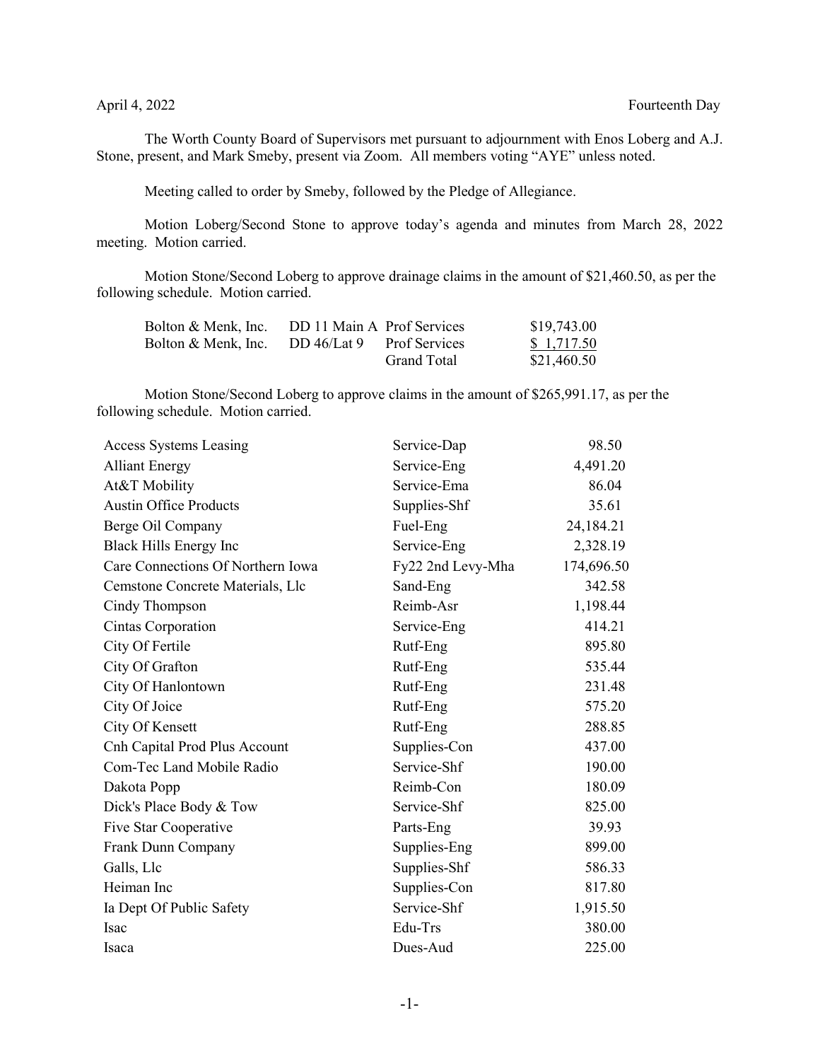April 4, 2022 Fourteenth Day

The Worth County Board of Supervisors met pursuant to adjournment with Enos Loberg and A.J. Stone, present, and Mark Smeby, present via Zoom. All members voting "AYE" unless noted.

Meeting called to order by Smeby, followed by the Pledge of Allegiance.

Motion Loberg/Second Stone to approve today's agenda and minutes from March 28, 2022 meeting. Motion carried.

Motion Stone/Second Loberg to approve drainage claims in the amount of $21,460.50, as per the following schedule. Motion carried.

| | | | |
|---|---|---|---|
| Bolton & Menk, Inc. | DD 11 Main A | Prof Services | $19,743.00 |
| Bolton & Menk, Inc. | DD 46/Lat 9 | Prof Services | $ 1,717.50 |
| | | Grand Total | $21,460.50 |

Motion Stone/Second Loberg to approve claims in the amount of $265,991.17, as per the following schedule. Motion carried.

| | | |
|---|---|---|
| Access Systems Leasing | Service-Dap | 98.50 |
| Alliant Energy | Service-Eng | 4,491.20 |
| At&T Mobility | Service-Ema | 86.04 |
| Austin Office Products | Supplies-Shf | 35.61 |
| Berge Oil Company | Fuel-Eng | 24,184.21 |
| Black Hills Energy Inc | Service-Eng | 2,328.19 |
| Care Connections Of Northern Iowa | Fy22 2nd Levy-Mha | 174,696.50 |
| Cemstone Concrete Materials, Llc | Sand-Eng | 342.58 |
| Cindy Thompson | Reimb-Asr | 1,198.44 |
| Cintas Corporation | Service-Eng | 414.21 |
| City Of Fertile | Rutf-Eng | 895.80 |
| City Of Grafton | Rutf-Eng | 535.44 |
| City Of Hanlontown | Rutf-Eng | 231.48 |
| City Of Joice | Rutf-Eng | 575.20 |
| City Of Kensett | Rutf-Eng | 288.85 |
| Cnh Capital Prod Plus Account | Supplies-Con | 437.00 |
| Com-Tec Land Mobile Radio | Service-Shf | 190.00 |
| Dakota Popp | Reimb-Con | 180.09 |
| Dick's Place Body & Tow | Service-Shf | 825.00 |
| Five Star Cooperative | Parts-Eng | 39.93 |
| Frank Dunn Company | Supplies-Eng | 899.00 |
| Galls, Llc | Supplies-Shf | 586.33 |
| Heiman Inc | Supplies-Con | 817.80 |
| Ia Dept Of Public Safety | Service-Shf | 1,915.50 |
| Isac | Edu-Trs | 380.00 |
| Isaca | Dues-Aud | 225.00 |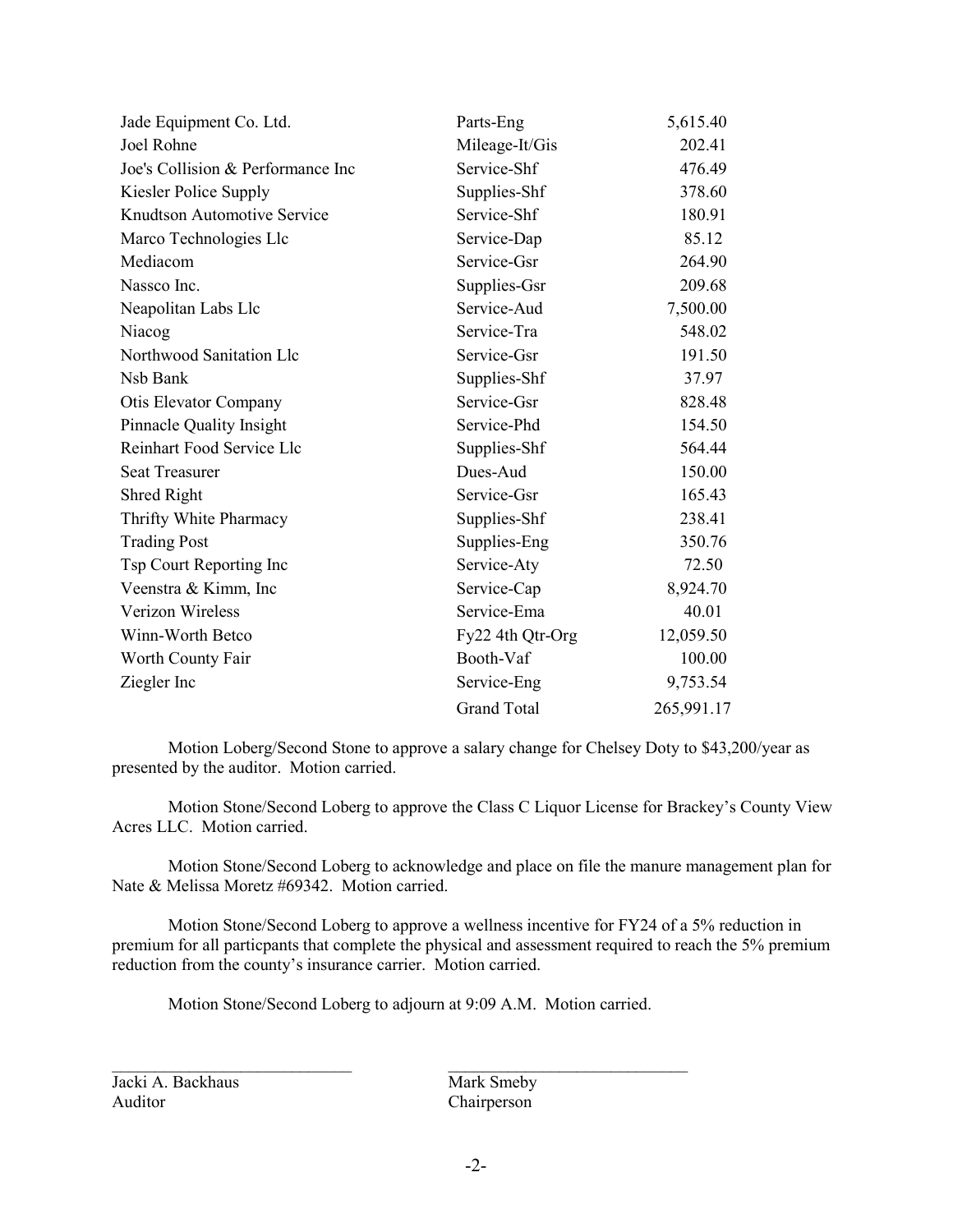| | | |
|---|---|---|
| Jade Equipment Co. Ltd. | Parts-Eng | 5,615.40 |
| Joel Rohne | Mileage-It/Gis | 202.41 |
| Joe's Collision & Performance Inc | Service-Shf | 476.49 |
| Kiesler Police Supply | Supplies-Shf | 378.60 |
| Knudtson Automotive Service | Service-Shf | 180.91 |
| Marco Technologies Llc | Service-Dap | 85.12 |
| Mediacom | Service-Gsr | 264.90 |
| Nassco Inc. | Supplies-Gsr | 209.68 |
| Neapolitan Labs Llc | Service-Aud | 7,500.00 |
| Niacog | Service-Tra | 548.02 |
| Northwood Sanitation Llc | Service-Gsr | 191.50 |
| Nsb Bank | Supplies-Shf | 37.97 |
| Otis Elevator Company | Service-Gsr | 828.48 |
| Pinnacle Quality Insight | Service-Phd | 154.50 |
| Reinhart Food Service Llc | Supplies-Shf | 564.44 |
| Seat Treasurer | Dues-Aud | 150.00 |
| Shred Right | Service-Gsr | 165.43 |
| Thrifty White Pharmacy | Supplies-Shf | 238.41 |
| Trading Post | Supplies-Eng | 350.76 |
| Tsp Court Reporting Inc | Service-Aty | 72.50 |
| Veenstra & Kimm, Inc | Service-Cap | 8,924.70 |
| Verizon Wireless | Service-Ema | 40.01 |
| Winn-Worth Betco | Fy22 4th Qtr-Org | 12,059.50 |
| Worth County Fair | Booth-Vaf | 100.00 |
| Ziegler Inc | Service-Eng | 9,753.54 |
| | Grand Total | 265,991.17 |

Motion Loberg/Second Stone to approve a salary change for Chelsey Doty to $43,200/year as presented by the auditor. Motion carried.

Motion Stone/Second Loberg to approve the Class C Liquor License for Brackey's County View Acres LLC. Motion carried.

Motion Stone/Second Loberg to acknowledge and place on file the manure management plan for Nate & Melissa Moretz #69342. Motion carried.

Motion Stone/Second Loberg to approve a wellness incentive for FY24 of a 5% reduction in premium for all particpants that complete the physical and assessment required to reach the 5% premium reduction from the county's insurance carrier. Motion carried.

Motion Stone/Second Loberg to adjourn at 9:09 A.M. Motion carried.

\_\_\_\_\_\_\_\_\_\_\_\_\_\_\_\_\_\_\_\_\_\_\_\_\_\_\_\_
Jacki A. Backhaus
Auditor

\_\_\_\_\_\_\_\_\_\_\_\_\_\_\_\_\_\_\_\_\_\_\_\_\_\_\_\_
Mark Smeby
Chairperson